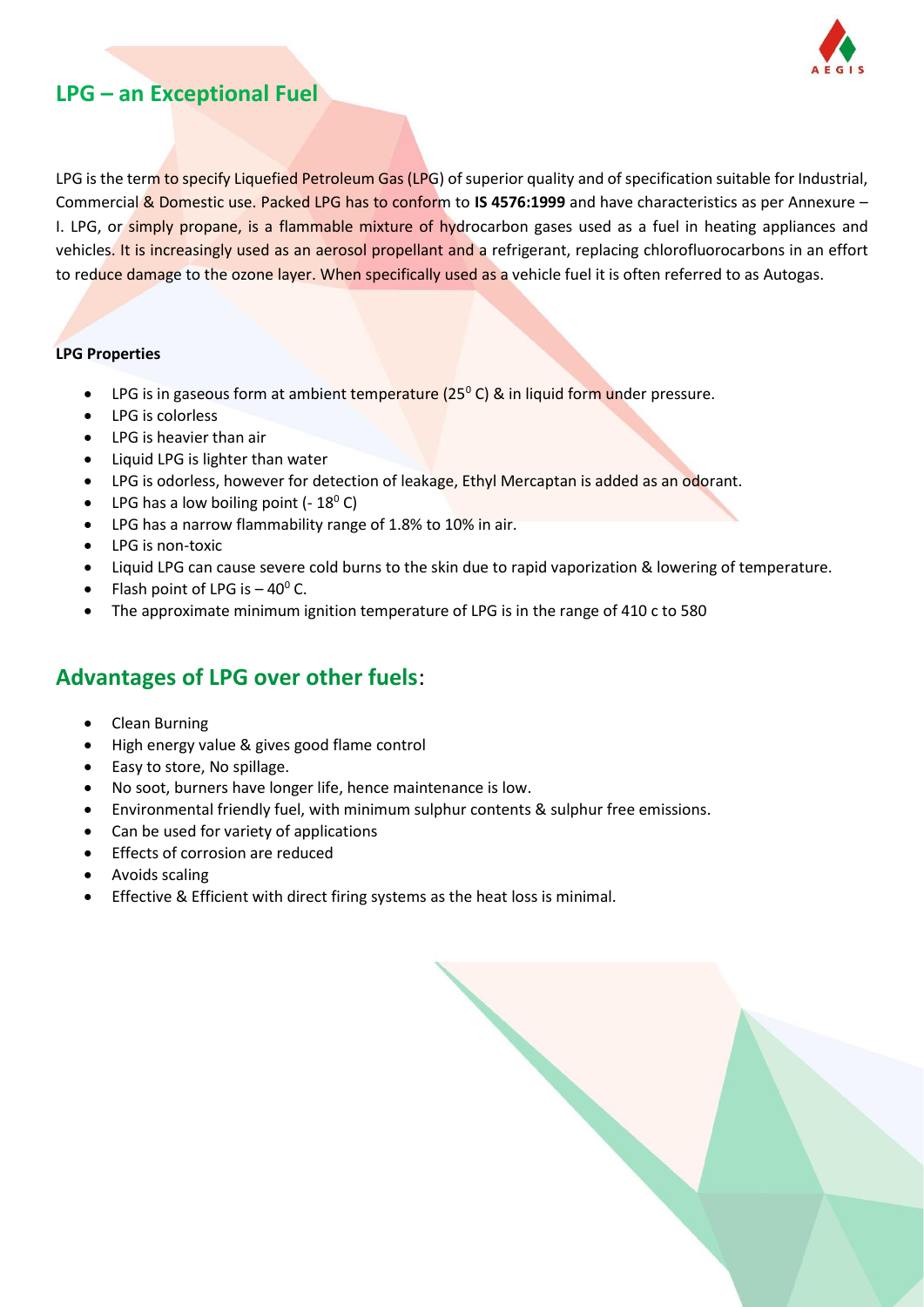## LPG – an Exceptional Fuel

LPG is the term to specify Liquefied Petroleum Gas (LPG) of superior quality and of specification suitable for Industrial, Commercial & Domestic use. Packed LPG has to conform to **IS 4576:1999** and have characteristics as per Annexure – I. LPG, or simply propane, is a flammable mixture of hydrocarbon gases used as a fuel in heating appliances and vehicles. It is increasingly used as an aerosol propellant and a refrigerant, replacing chlorofluorocarbons in an effort to reduce damage to the ozone layer. When specifically used as a vehicle fuel it is often referred to as Autogas.

**LPG Properties**

- LPG is in gaseous form at ambient temperature ($25^0$ C) & in liquid form under pressure.
- LPG is colorless
- LPG is heavier than air
- Liquid LPG is lighter than water
- LPG is odorless, however for detection of leakage, Ethyl Mercaptan is added as an odorant.
- LPG has a low boiling point ($- 18^0$ C)
- LPG has a narrow flammability range of 1.8% to 10% in air.
- LPG is non-toxic
- Liquid LPG can cause severe cold burns to the skin due to rapid vaporization & lowering of temperature.
- Flash point of LPG is $– 40^0$ C.
- The approximate minimum ignition temperature of LPG is in the range of 410 c to 580

## Advantages of LPG over other fuels:

- Clean Burning
- High energy value & gives good flame control
- Easy to store, No spillage.
- No soot, burners have longer life, hence maintenance is low.
- Environmental friendly fuel, with minimum sulphur contents & sulphur free emissions.
- Can be used for variety of applications
- Effects of corrosion are reduced
- Avoids scaling
- Effective & Efficient with direct firing systems as the heat loss is minimal.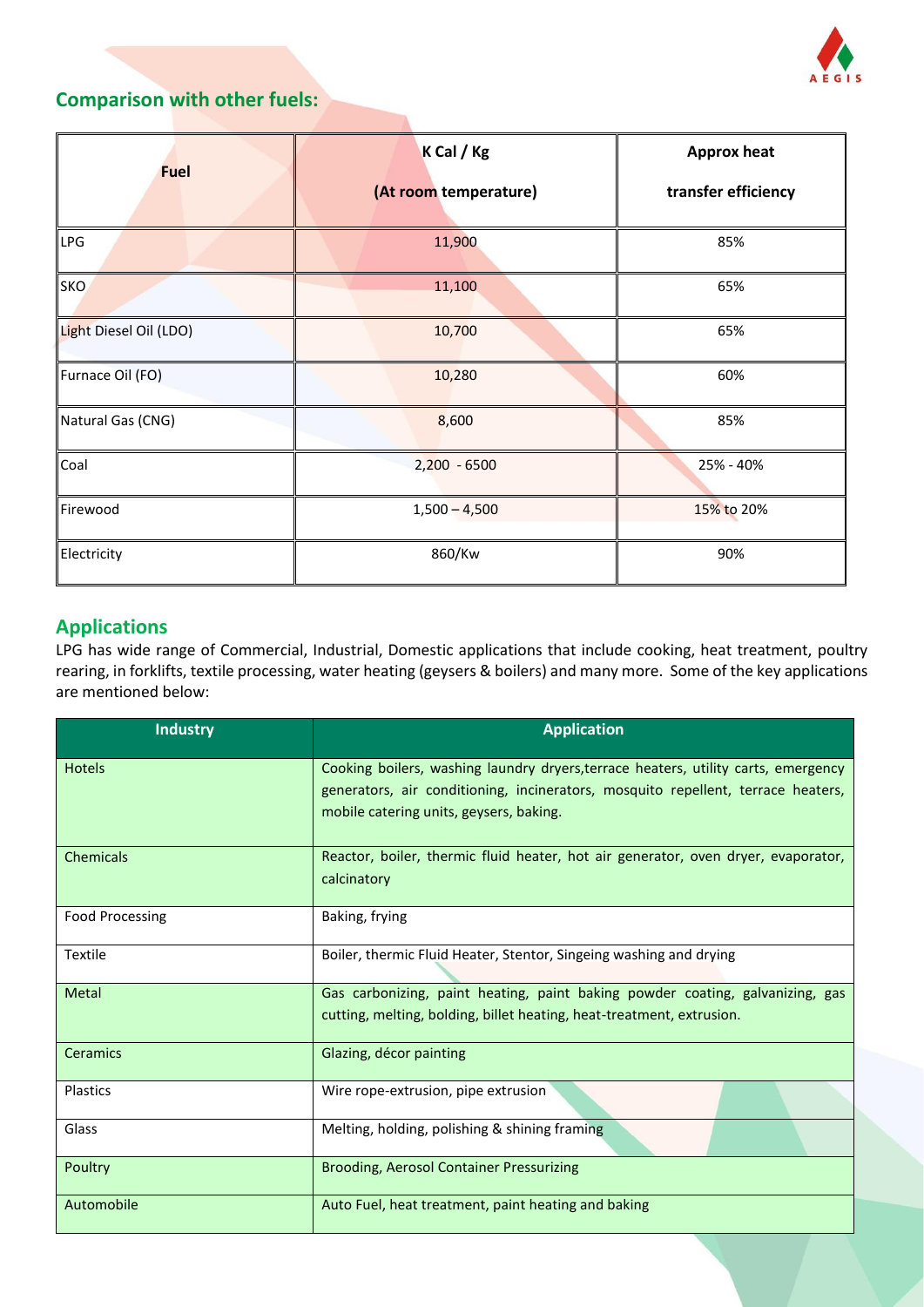## Comparison with other fuels:

| Fuel | K Cal / Kg (At room temperature) | Approx heat transfer efficiency |
|---|---|---|
| LPG | 11,900 | 85% |
| SKO | 11,100 | 65% |
| Light Diesel Oil (LDO) | 10,700 | 65% |
| Furnace Oil (FO) | 10,280 | 60% |
| Natural Gas (CNG) | 8,600 | 85% |
| Coal | 2,200 - 6500 | 25% - 40% |
| Firewood | 1,500 – 4,500 | 15% to 20% |
| Electricity | 860/Kw | 90% |

## Applications

LPG has wide range of Commercial, Industrial, Domestic applications that include cooking, heat treatment, poultry rearing, in forklifts, textile processing, water heating (geysers & boilers) and many more. Some of the key applications are mentioned below:

| Industry | Application |
|---|---|
| Hotels | Cooking boilers, washing laundry dryers,terrace heaters, utility carts, emergency generators, air conditioning, incinerators, mosquito repellent, terrace heaters, mobile catering units, geysers, baking. |
| Chemicals | Reactor, boiler, thermic fluid heater, hot air generator, oven dryer, evaporator, calcinatory |
| Food Processing | Baking, frying |
| Textile | Boiler, thermic Fluid Heater, Stentor, Singeing washing and drying |
| Metal | Gas carbonizing, paint heating, paint baking powder coating, galvanizing, gas cutting, melting, bolding, billet heating, heat-treatment, extrusion. |
| Ceramics | Glazing, décor painting |
| Plastics | Wire rope-extrusion, pipe extrusion |
| Glass | Melting, holding, polishing & shining framing |
| Poultry | Brooding, Aerosol Container Pressurizing |
| Automobile | Auto Fuel, heat treatment, paint heating and baking |